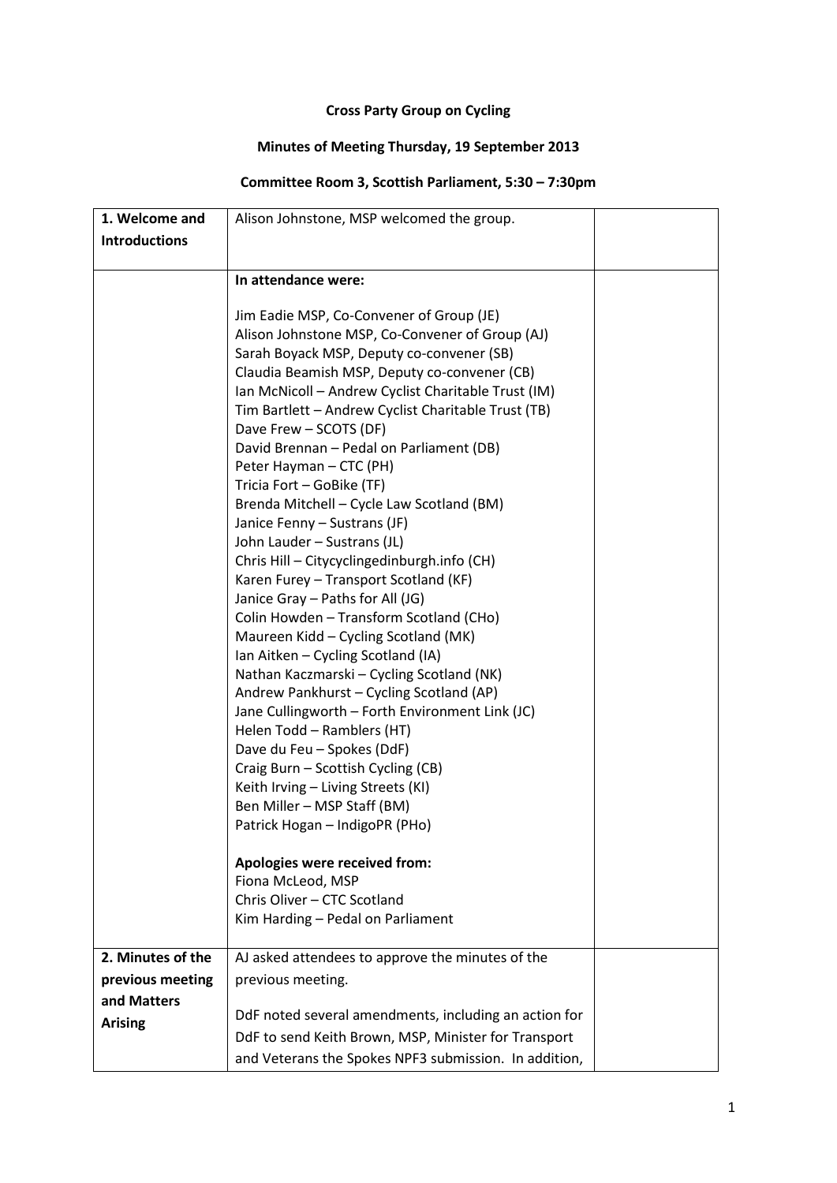**Cross Party Group on Cycling**

**Minutes of Meeting Thursday, 19 September 2013**

**Committee Room 3, Scottish Parliament, 5:30 – 7:30pm**

| **1. Welcome and Introductions** | Alison Johnstone, MSP welcomed the group. | |
|---|---|---|
| | **In attendance were:**<br><br>Jim Eadie MSP, Co-Convener of Group (JE)<br>Alison Johnstone MSP, Co-Convener of Group (AJ)<br>Sarah Boyack MSP, Deputy co-convener (SB)<br>Claudia Beamish MSP, Deputy co-convener (CB)<br>Ian McNicoll – Andrew Cyclist Charitable Trust (IM)<br>Tim Bartlett – Andrew Cyclist Charitable Trust (TB)<br>Dave Frew – SCOTS (DF)<br>David Brennan – Pedal on Parliament (DB)<br>Peter Hayman – CTC (PH)<br>Tricia Fort – GoBike (TF)<br>Brenda Mitchell – Cycle Law Scotland (BM)<br>Janice Fenny – Sustrans (JF)<br>John Lauder – Sustrans (JL)<br>Chris Hill – Citycyclingedinburgh.info (CH)<br>Karen Furey – Transport Scotland (KF)<br>Janice Gray – Paths for All (JG)<br>Colin Howden – Transform Scotland (CHo)<br>Maureen Kidd – Cycling Scotland (MK)<br>Ian Aitken – Cycling Scotland (IA)<br>Nathan Kaczmarski – Cycling Scotland (NK)<br>Andrew Pankhurst – Cycling Scotland (AP)<br>Jane Cullingworth – Forth Environment Link (JC)<br>Helen Todd – Ramblers (HT)<br>Dave du Feu – Spokes (DdF)<br>Craig Burn – Scottish Cycling (CB)<br>Keith Irving – Living Streets (KI)<br>Ben Miller – MSP Staff (BM)<br>Patrick Hogan – IndigoPR (PHo)<br><br>**Apologies were received from:**<br>Fiona McLeod, MSP<br>Chris Oliver – CTC Scotland<br>Kim Harding – Pedal on Parliament | |
| **2. Minutes of the previous meeting and Matters Arising** | AJ asked attendees to approve the minutes of the previous meeting.<br><br>DdF noted several amendments, including an action for DdF to send Keith Brown, MSP, Minister for Transport and Veterans the Spokes NPF3 submission. In addition, | |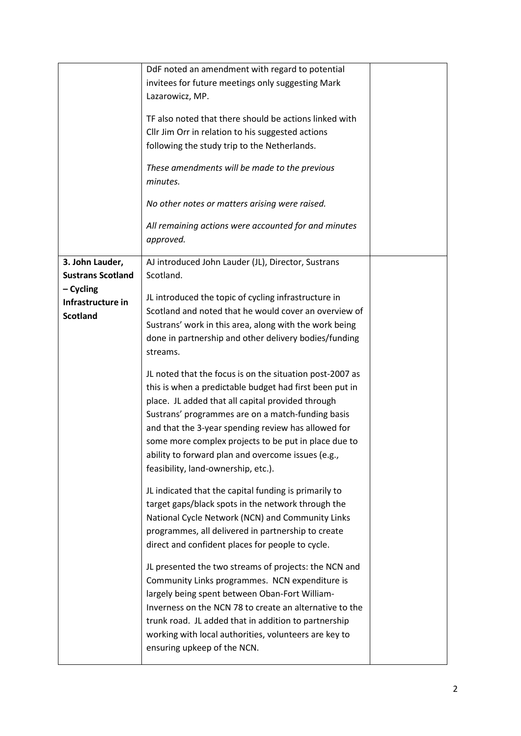| | | |
|---|---|---|
| | DdF noted an amendment with regard to potential invitees for future meetings only suggesting Mark Lazarowicz, MP.<br><br>TF also noted that there should be actions linked with Cllr Jim Orr in relation to his suggested actions following the study trip to the Netherlands.<br><br>*These amendments will be made to the previous minutes.*<br><br>*No other notes or matters arising were raised.*<br><br>*All remaining actions were accounted for and minutes approved.* | |
| **3. John Lauder, Sustrans Scotland – Cycling Infrastructure in Scotland** | AJ introduced John Lauder (JL), Director, Sustrans Scotland.<br><br>JL introduced the topic of cycling infrastructure in Scotland and noted that he would cover an overview of Sustrans' work in this area, along with the work being done in partnership and other delivery bodies/funding streams.<br><br>JL noted that the focus is on the situation post-2007 as this is when a predictable budget had first been put in place. JL added that all capital provided through Sustrans' programmes are on a match-funding basis and that the 3-year spending review has allowed for some more complex projects to be put in place due to ability to forward plan and overcome issues (e.g., feasibility, land-ownership, etc.).<br><br>JL indicated that the capital funding is primarily to target gaps/black spots in the network through the National Cycle Network (NCN) and Community Links programmes, all delivered in partnership to create direct and confident places for people to cycle.<br><br>JL presented the two streams of projects: the NCN and Community Links programmes. NCN expenditure is largely being spent between Oban-Fort William-Inverness on the NCN 78 to create an alternative to the trunk road. JL added that in addition to partnership working with local authorities, volunteers are key to ensuring upkeep of the NCN. | |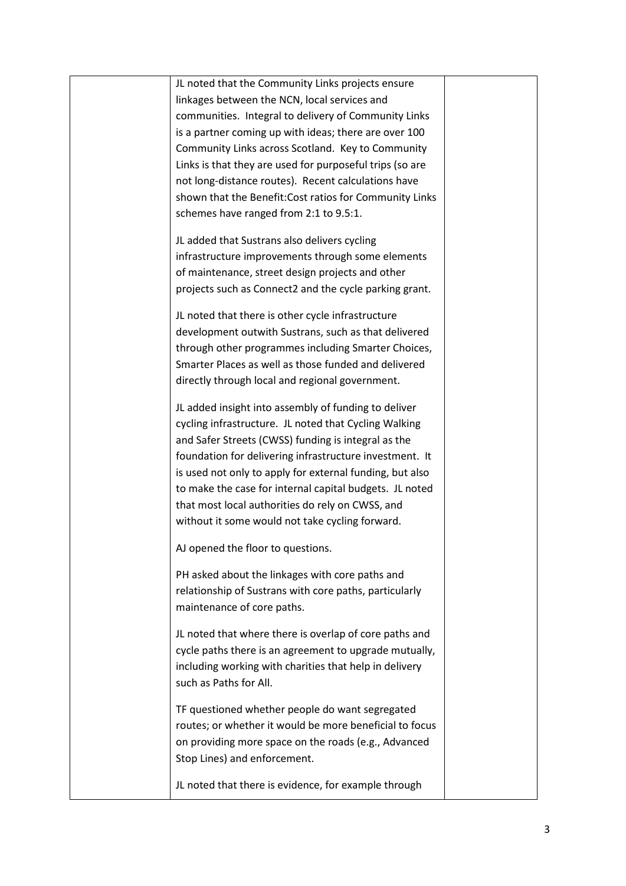| | | |
|---|---|---|
| | JL noted that the Community Links projects ensure linkages between the NCN, local services and communities. Integral to delivery of Community Links is a partner coming up with ideas; there are over 100 Community Links across Scotland. Key to Community Links is that they are used for purposeful trips (so are not long-distance routes). Recent calculations have shown that the Benefit:Cost ratios for Community Links schemes have ranged from 2:1 to 9.5:1.<br><br>JL added that Sustrans also delivers cycling infrastructure improvements through some elements of maintenance, street design projects and other projects such as Connect2 and the cycle parking grant.<br><br>JL noted that there is other cycle infrastructure development outwith Sustrans, such as that delivered through other programmes including Smarter Choices, Smarter Places as well as those funded and delivered directly through local and regional government.<br><br>JL added insight into assembly of funding to deliver cycling infrastructure. JL noted that Cycling Walking and Safer Streets (CWSS) funding is integral as the foundation for delivering infrastructure investment. It is used not only to apply for external funding, but also to make the case for internal capital budgets. JL noted that most local authorities do rely on CWSS, and without it some would not take cycling forward.<br><br>AJ opened the floor to questions.<br><br>PH asked about the linkages with core paths and relationship of Sustrans with core paths, particularly maintenance of core paths.<br><br>JL noted that where there is overlap of core paths and cycle paths there is an agreement to upgrade mutually, including working with charities that help in delivery such as Paths for All.<br><br>TF questioned whether people do want segregated routes; or whether it would be more beneficial to focus on providing more space on the roads (e.g., Advanced Stop Lines) and enforcement.<br><br>JL noted that there is evidence, for example through | |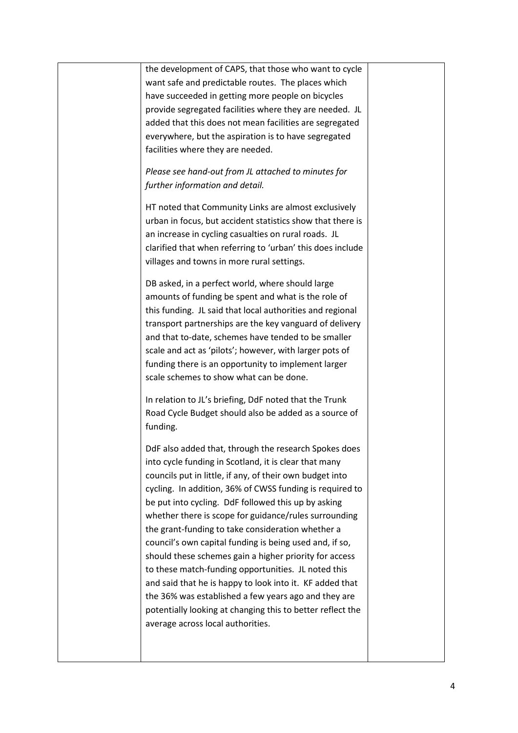the development of CAPS, that those who want to cycle want safe and predictable routes. The places which have succeeded in getting more people on bicycles provide segregated facilities where they are needed. JL added that this does not mean facilities are segregated everywhere, but the aspiration is to have segregated facilities where they are needed.

*Please see hand-out from JL attached to minutes for further information and detail.*

HT noted that Community Links are almost exclusively urban in focus, but accident statistics show that there is an increase in cycling casualties on rural roads. JL clarified that when referring to 'urban' this does include villages and towns in more rural settings.

DB asked, in a perfect world, where should large amounts of funding be spent and what is the role of this funding. JL said that local authorities and regional transport partnerships are the key vanguard of delivery and that to-date, schemes have tended to be smaller scale and act as 'pilots'; however, with larger pots of funding there is an opportunity to implement larger scale schemes to show what can be done.

In relation to JL's briefing, DdF noted that the Trunk Road Cycle Budget should also be added as a source of funding.

DdF also added that, through the research Spokes does into cycle funding in Scotland, it is clear that many councils put in little, if any, of their own budget into cycling. In addition, 36% of CWSS funding is required to be put into cycling. DdF followed this up by asking whether there is scope for guidance/rules surrounding the grant-funding to take consideration whether a council's own capital funding is being used and, if so, should these schemes gain a higher priority for access to these match-funding opportunities. JL noted this and said that he is happy to look into it. KF added that the 36% was established a few years ago and they are potentially looking at changing this to better reflect the average across local authorities.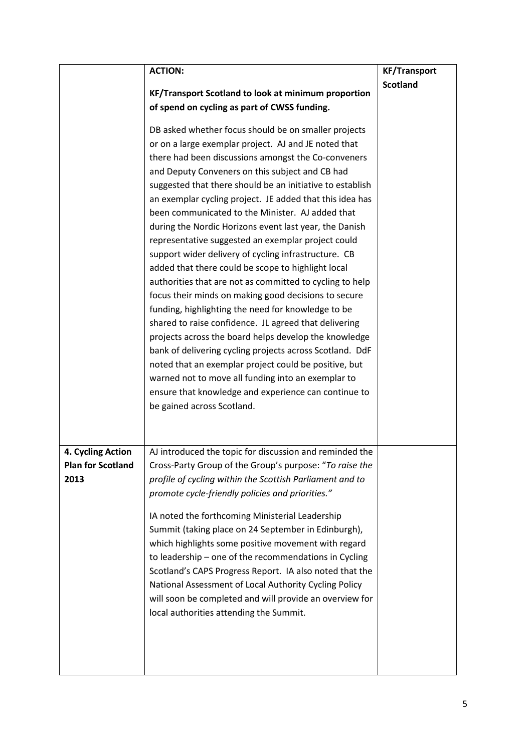| | | |
|---|---|---|
| | **ACTION:**<br><br>**KF/Transport Scotland to look at minimum proportion of spend on cycling as part of CWSS funding.**<br><br>DB asked whether focus should be on smaller projects or on a large exemplar project. AJ and JE noted that there had been discussions amongst the Co-conveners and Deputy Conveners on this subject and CB had suggested that there should be an initiative to establish an exemplar cycling project. JE added that this idea has been communicated to the Minister. AJ added that during the Nordic Horizons event last year, the Danish representative suggested an exemplar project could support wider delivery of cycling infrastructure. CB added that there could be scope to highlight local authorities that are not as committed to cycling to help focus their minds on making good decisions to secure funding, highlighting the need for knowledge to be shared to raise confidence. JL agreed that delivering projects across the board helps develop the knowledge bank of delivering cycling projects across Scotland. DdF noted that an exemplar project could be positive, but warned not to move all funding into an exemplar to ensure that knowledge and experience can continue to be gained across Scotland. | **KF/Transport Scotland** |
| **4. Cycling Action Plan for Scotland 2013** | AJ introduced the topic for discussion and reminded the Cross-Party Group of the Group's purpose: "*To raise the profile of cycling within the Scottish Parliament and to promote cycle-friendly policies and priorities.*"<br><br>IA noted the forthcoming Ministerial Leadership Summit (taking place on 24 September in Edinburgh), which highlights some positive movement with regard to leadership – one of the recommendations in Cycling Scotland's CAPS Progress Report. IA also noted that the National Assessment of Local Authority Cycling Policy will soon be completed and will provide an overview for local authorities attending the Summit. | |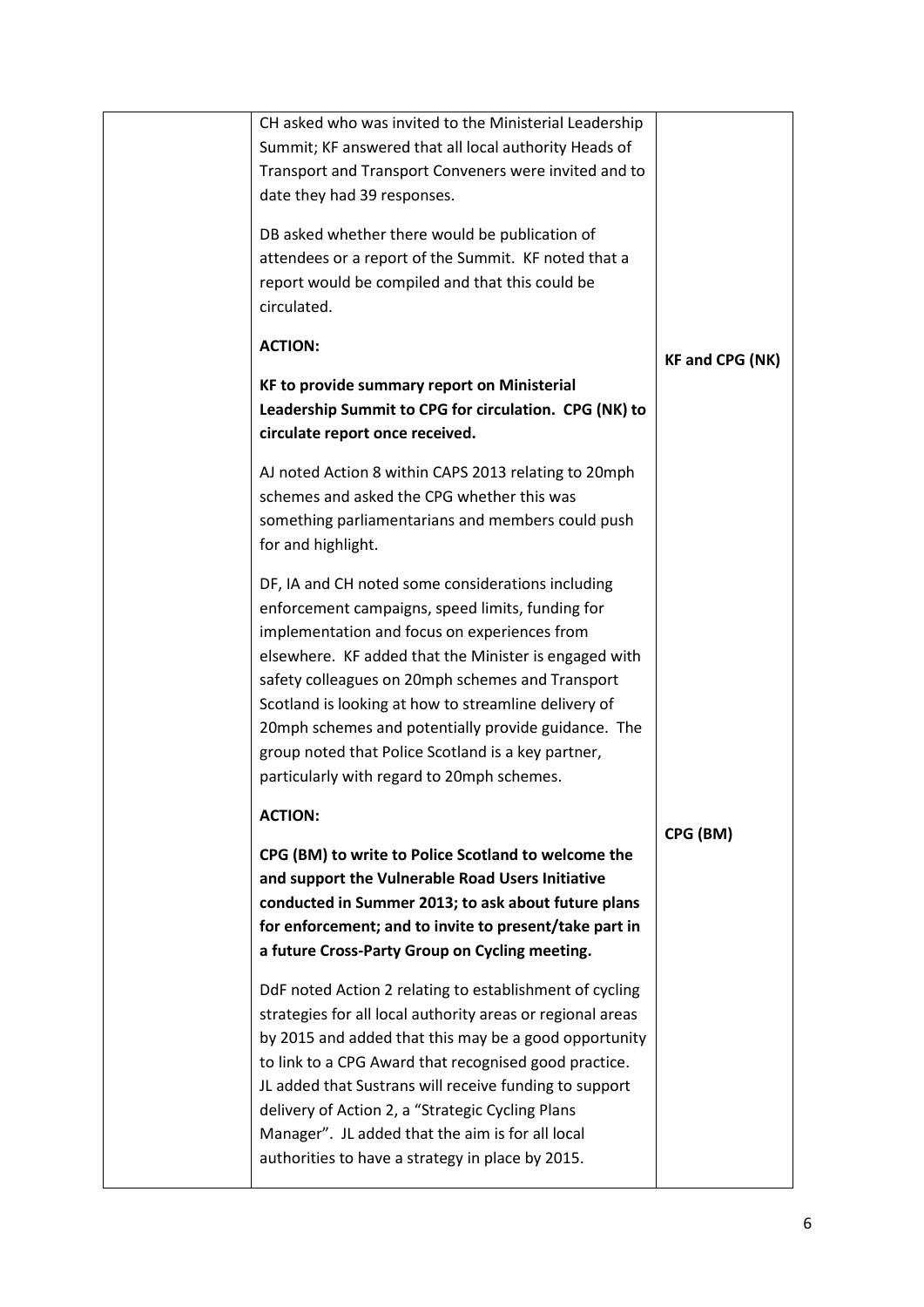| | | |
|---|---|---|
| | CH asked who was invited to the Ministerial Leadership Summit; KF answered that all local authority Heads of Transport and Transport Conveners were invited and to date they had 39 responses.<br><br>DB asked whether there would be publication of attendees or a report of the Summit. KF noted that a report would be compiled and that this could be circulated.<br><br>**ACTION:**<br><br>**KF to provide summary report on Ministerial Leadership Summit to CPG for circulation. CPG (NK) to circulate report once received.**<br><br>AJ noted Action 8 within CAPS 2013 relating to 20mph schemes and asked the CPG whether this was something parliamentarians and members could push for and highlight.<br><br>DF, IA and CH noted some considerations including enforcement campaigns, speed limits, funding for implementation and focus on experiences from elsewhere. KF added that the Minister is engaged with safety colleagues on 20mph schemes and Transport Scotland is looking at how to streamline delivery of 20mph schemes and potentially provide guidance. The group noted that Police Scotland is a key partner, particularly with regard to 20mph schemes.<br><br>**ACTION:**<br><br>**CPG (BM) to write to Police Scotland to welcome the and support the Vulnerable Road Users Initiative conducted in Summer 2013; to ask about future plans for enforcement; and to invite to present/take part in a future Cross-Party Group on Cycling meeting.**<br><br>DdF noted Action 2 relating to establishment of cycling strategies for all local authority areas or regional areas by 2015 and added that this may be a good opportunity to link to a CPG Award that recognised good practice. JL added that Sustrans will receive funding to support delivery of Action 2, a "Strategic Cycling Plans Manager". JL added that the aim is for all local authorities to have a strategy in place by 2015. | **KF and CPG (NK)**<br><br>**CPG (BM)** |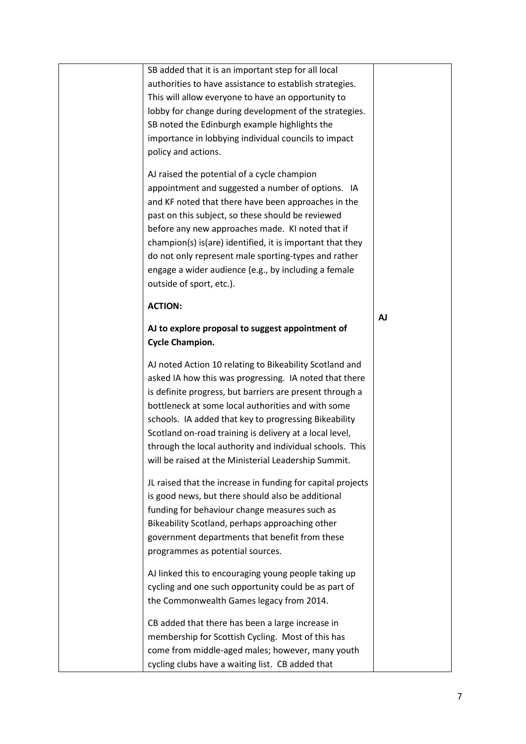| | | |
|---|---|---|
| | SB added that it is an important step for all local authorities to have assistance to establish strategies. This will allow everyone to have an opportunity to lobby for change during development of the strategies. SB noted the Edinburgh example highlights the importance in lobbying individual councils to impact policy and actions.<br><br>AJ raised the potential of a cycle champion appointment and suggested a number of options. IA and KF noted that there have been approaches in the past on this subject, so these should be reviewed before any new approaches made. KI noted that if champion(s) is(are) identified, it is important that they do not only represent male sporting-types and rather engage a wider audience (e.g., by including a female outside of sport, etc.).<br><br>**ACTION:**<br><br>**AJ to explore proposal to suggest appointment of Cycle Champion.**<br><br>AJ noted Action 10 relating to Bikeability Scotland and asked IA how this was progressing. IA noted that there is definite progress, but barriers are present through a bottleneck at some local authorities and with some schools. IA added that key to progressing Bikeability Scotland on-road training is delivery at a local level, through the local authority and individual schools. This will be raised at the Ministerial Leadership Summit.<br><br>JL raised that the increase in funding for capital projects is good news, but there should also be additional funding for behaviour change measures such as Bikeability Scotland, perhaps approaching other government departments that benefit from these programmes as potential sources.<br><br>AJ linked this to encouraging young people taking up cycling and one such opportunity could be as part of the Commonwealth Games legacy from 2014.<br><br>CB added that there has been a large increase in membership for Scottish Cycling. Most of this has come from middle-aged males; however, many youth cycling clubs have a waiting list. CB added that | **AJ** |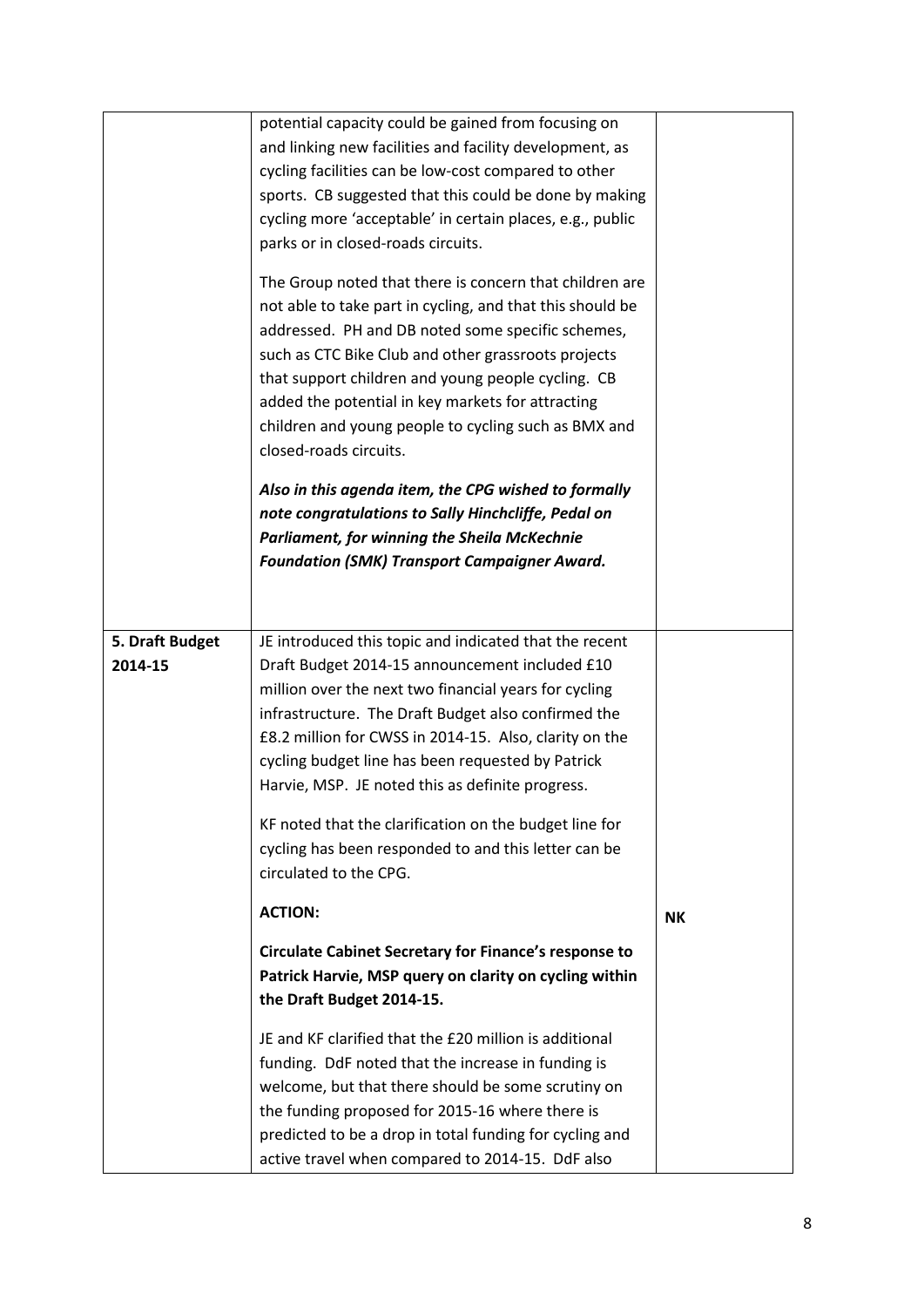| | | |
|---|---|---|
| | potential capacity could be gained from focusing on and linking new facilities and facility development, as cycling facilities can be low-cost compared to other sports. CB suggested that this could be done by making cycling more 'acceptable' in certain places, e.g., public parks or in closed-roads circuits.<br><br>The Group noted that there is concern that children are not able to take part in cycling, and that this should be addressed. PH and DB noted some specific schemes, such as CTC Bike Club and other grassroots projects that support children and young people cycling. CB added the potential in key markets for attracting children and young people to cycling such as BMX and closed-roads circuits.<br><br>***Also in this agenda item, the CPG wished to formally note congratulations to Sally Hinchcliffe, Pedal on Parliament, for winning the Sheila McKechnie Foundation (SMK) Transport Campaigner Award.*** | |
| **5. Draft Budget 2014-15** | JE introduced this topic and indicated that the recent Draft Budget 2014-15 announcement included £10 million over the next two financial years for cycling infrastructure. The Draft Budget also confirmed the £8.2 million for CWSS in 2014-15. Also, clarity on the cycling budget line has been requested by Patrick Harvie, MSP. JE noted this as definite progress.<br><br>KF noted that the clarification on the budget line for cycling has been responded to and this letter can be circulated to the CPG.<br><br>**ACTION:**<br><br>**Circulate Cabinet Secretary for Finance's response to Patrick Harvie, MSP query on clarity on cycling within the Draft Budget 2014-15.**<br><br>JE and KF clarified that the £20 million is additional funding. DdF noted that the increase in funding is welcome, but that there should be some scrutiny on the funding proposed for 2015-16 where there is predicted to be a drop in total funding for cycling and active travel when compared to 2014-15. DdF also | **NK** |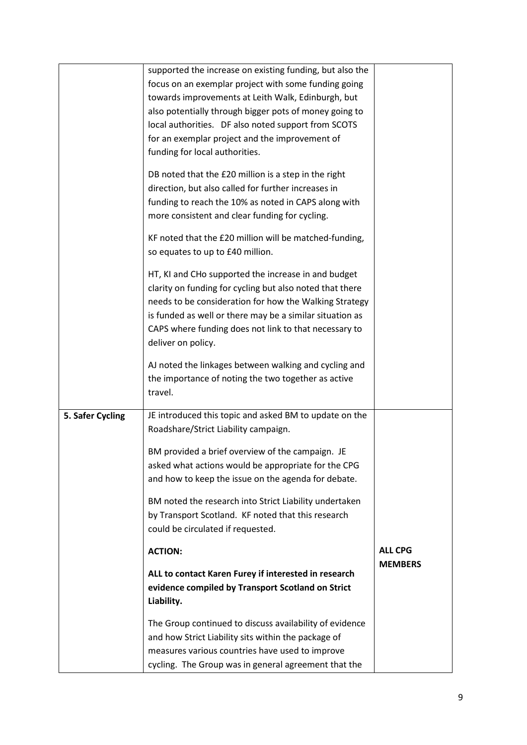|  |  |  |
|---|---|---|
|  | supported the increase on existing funding, but also the focus on an exemplar project with some funding going towards improvements at Leith Walk, Edinburgh, but also potentially through bigger pots of money going to local authorities. DF also noted support from SCOTS for an exemplar project and the improvement of funding for local authorities.<br><br>DB noted that the £20 million is a step in the right direction, but also called for further increases in funding to reach the 10% as noted in CAPS along with more consistent and clear funding for cycling.<br><br>KF noted that the £20 million will be matched-funding, so equates to up to £40 million.<br><br>HT, KI and CHo supported the increase in and budget clarity on funding for cycling but also noted that there needs to be consideration for how the Walking Strategy is funded as well or there may be a similar situation as CAPS where funding does not link to that necessary to deliver on policy.<br><br>AJ noted the linkages between walking and cycling and the importance of noting the two together as active travel. |  |
| **5. Safer Cycling** | JE introduced this topic and asked BM to update on the Roadshare/Strict Liability campaign.<br><br>BM provided a brief overview of the campaign. JE asked what actions would be appropriate for the CPG and how to keep the issue on the agenda for debate.<br><br>BM noted the research into Strict Liability undertaken by Transport Scotland. KF noted that this research could be circulated if requested.<br><br>**ACTION:**<br><br>**ALL to contact Karen Furey if interested in research evidence compiled by Transport Scotland on Strict Liability.**<br><br>The Group continued to discuss availability of evidence and how Strict Liability sits within the package of measures various countries have used to improve cycling. The Group was in general agreement that the | **ALL CPG MEMBERS** |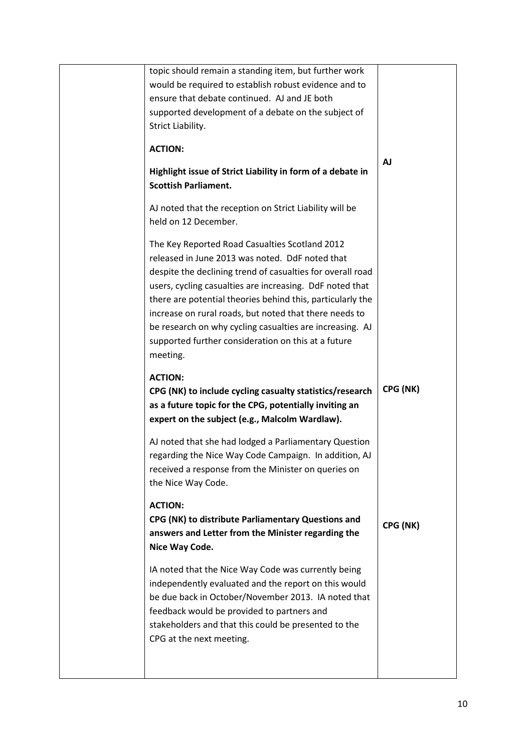| | | |
|---|---|---|
| | topic should remain a standing item, but further work would be required to establish robust evidence and to ensure that debate continued. AJ and JE both supported development of a debate on the subject of Strict Liability.<br><br>**ACTION:**<br><br>**Highlight issue of Strict Liability in form of a debate in Scottish Parliament.**<br><br>AJ noted that the reception on Strict Liability will be held on 12 December.<br><br>The Key Reported Road Casualties Scotland 2012 released in June 2013 was noted. DdF noted that despite the declining trend of casualties for overall road users, cycling casualties are increasing. DdF noted that there are potential theories behind this, particularly the increase on rural roads, but noted that there needs to be research on why cycling casualties are increasing. AJ supported further consideration on this at a future meeting.<br><br>**ACTION:**<br>**CPG (NK) to include cycling casualty statistics/research as a future topic for the CPG, potentially inviting an expert on the subject (e.g., Malcolm Wardlaw).**<br><br>AJ noted that she had lodged a Parliamentary Question regarding the Nice Way Code Campaign. In addition, AJ received a response from the Minister on queries on the Nice Way Code.<br><br>**ACTION:**<br>**CPG (NK) to distribute Parliamentary Questions and answers and Letter from the Minister regarding the Nice Way Code.**<br><br>IA noted that the Nice Way Code was currently being independently evaluated and the report on this would be due back in October/November 2013. IA noted that feedback would be provided to partners and stakeholders and that this could be presented to the CPG at the next meeting. | **AJ**<br><br>**CPG (NK)**<br><br>**CPG (NK)** |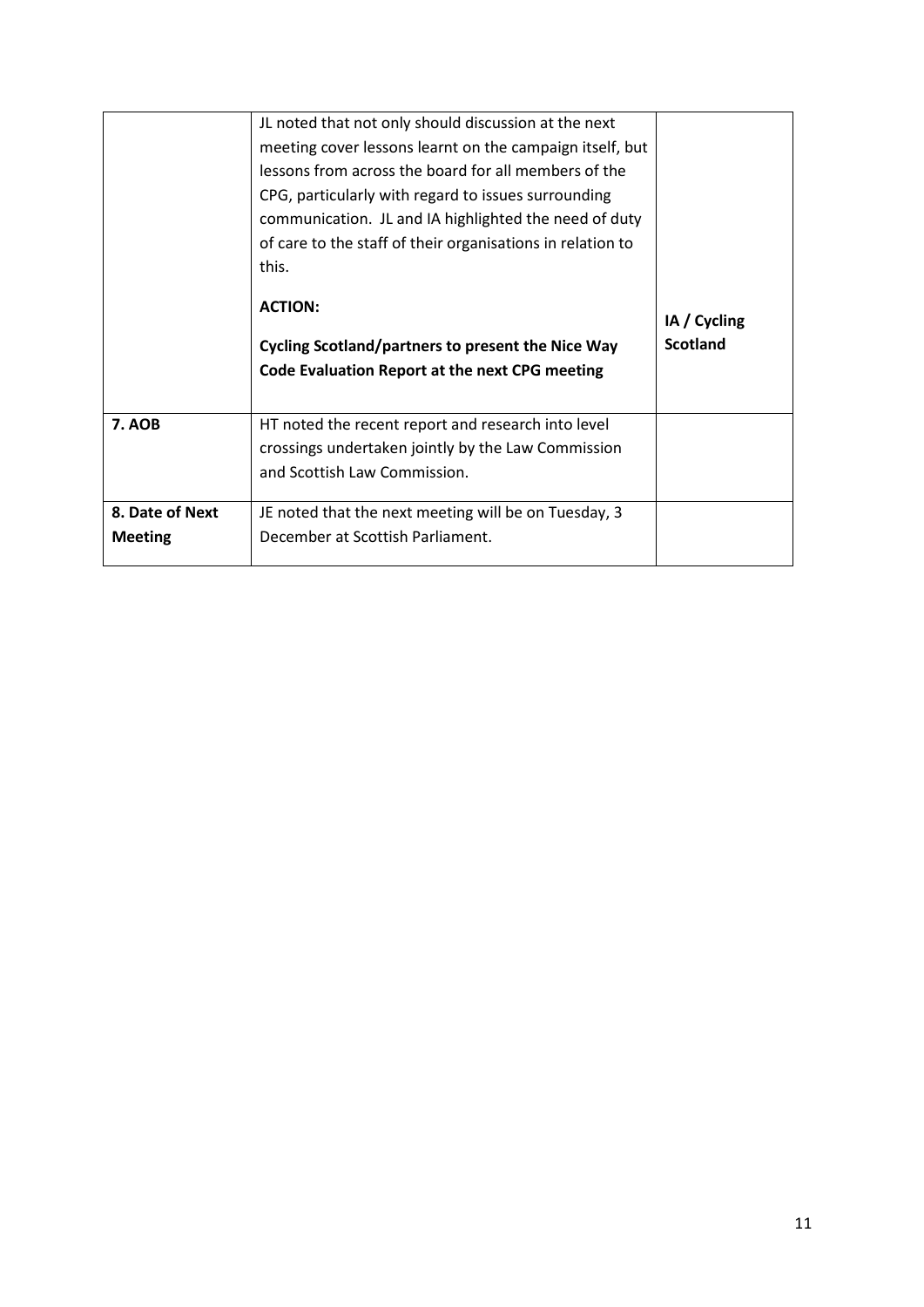| | | |
|---|---|---|
| | JL noted that not only should discussion at the next meeting cover lessons learnt on the campaign itself, but lessons from across the board for all members of the CPG, particularly with regard to issues surrounding communication. JL and IA highlighted the need of duty of care to the staff of their organisations in relation to this.<br><br>**ACTION:**<br><br>**Cycling Scotland/partners to present the Nice Way Code Evaluation Report at the next CPG meeting** | **IA / Cycling Scotland** |
| **7. AOB** | HT noted the recent report and research into level crossings undertaken jointly by the Law Commission and Scottish Law Commission. | |
| **8. Date of Next Meeting** | JE noted that the next meeting will be on Tuesday, 3 December at Scottish Parliament. | |